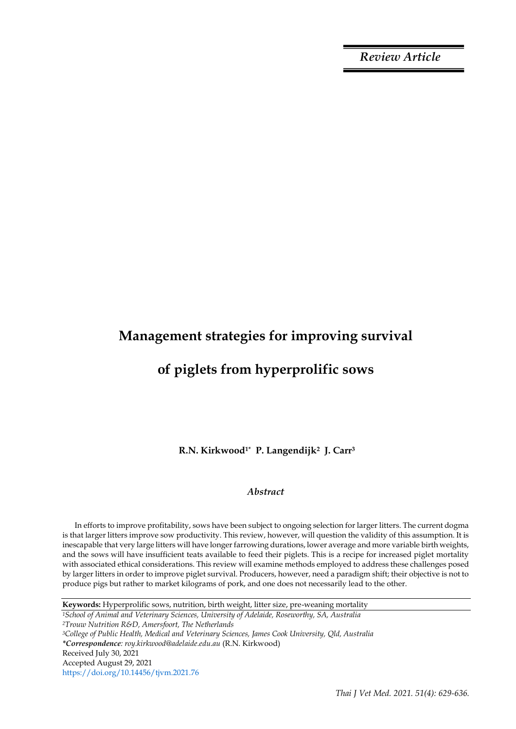*Review Article*

# Management strategies for improving survival of piglets from hyperprolific sows

**R.N. Kirkwood[1*] P. Langendijk[2] J. Carr[3]**

*Abstract*

In efforts to improve profitability, sows have been subject to ongoing selection for larger litters. The current dogma is that larger litters improve sow productivity. This review, however, will question the validity of this assumption. It is inescapable that very large litters will have longer farrowing durations, lower average and more variable birth weights, and the sows will have insufficient teats available to feed their piglets. This is a recipe for increased piglet mortality with associated ethical considerations. This review will examine methods employed to address these challenges posed by larger litters in order to improve piglet survival. Producers, however, need a paradigm shift; their objective is not to produce pigs but rather to market kilograms of pork, and one does not necessarily lead to the other.

**Keywords:** Hyperprolific sows, nutrition, birth weight, litter size, pre-weaning mortality

[1]*School of Animal and Veterinary Sciences, University of Adelaide, Roseworthy, SA, Australia*
[2]*Trouw Nutrition R&D, Amersfoort, The Netherlands*
[3]*College of Public Health, Medical and Veterinary Sciences, James Cook University, Qld, Australia*
***Correspondence**: roy.kirkwood@adelaide.edu.au* (R.N. Kirkwood)
Received July 30, 2021
Accepted August 29, 2021
https://doi.org/10.14456/tjvm.2021.76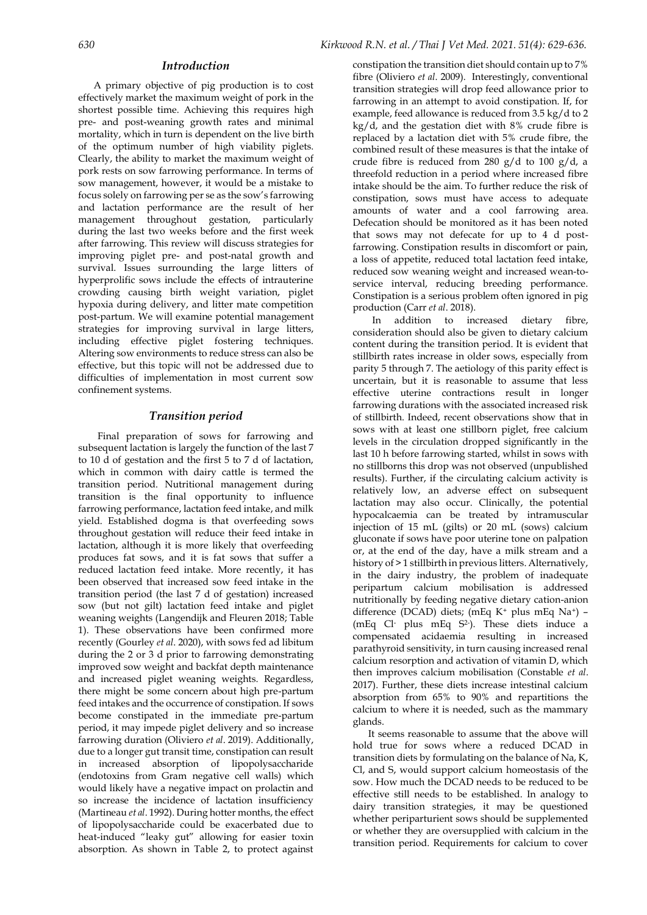## Introduction

A primary objective of pig production is to cost effectively market the maximum weight of pork in the shortest possible time. Achieving this requires high pre- and post-weaning growth rates and minimal mortality, which in turn is dependent on the live birth of the optimum number of high viability piglets. Clearly, the ability to market the maximum weight of pork rests on sow farrowing performance. In terms of sow management, however, it would be a mistake to focus solely on farrowing per se as the sow's farrowing and lactation performance are the result of her management throughout gestation, particularly during the last two weeks before and the first week after farrowing. This review will discuss strategies for improving piglet pre- and post-natal growth and survival. Issues surrounding the large litters of hyperprolific sows include the effects of intrauterine crowding causing birth weight variation, piglet hypoxia during delivery, and litter mate competition post-partum. We will examine potential management strategies for improving survival in large litters, including effective piglet fostering techniques. Altering sow environments to reduce stress can also be effective, but this topic will not be addressed due to difficulties of implementation in most current sow confinement systems.

## Transition period

Final preparation of sows for farrowing and subsequent lactation is largely the function of the last 7 to 10 d of gestation and the first 5 to 7 d of lactation, which in common with dairy cattle is termed the transition period. Nutritional management during transition is the final opportunity to influence farrowing performance, lactation feed intake, and milk yield. Established dogma is that overfeeding sows throughout gestation will reduce their feed intake in lactation, although it is more likely that overfeeding produces fat sows, and it is fat sows that suffer a reduced lactation feed intake. More recently, it has been observed that increased sow feed intake in the transition period (the last 7 d of gestation) increased sow (but not gilt) lactation feed intake and piglet weaning weights (Langendijk and Fleuren 2018; Table 1). These observations have been confirmed more recently (Gourley *et al*. 2020), with sows fed ad libitum during the 2 or 3 d prior to farrowing demonstrating improved sow weight and backfat depth maintenance and increased piglet weaning weights. Regardless, there might be some concern about high pre-partum feed intakes and the occurrence of constipation. If sows become constipated in the immediate pre-partum period, it may impede piglet delivery and so increase farrowing duration (Oliviero *et al*. 2019). Additionally, due to a longer gut transit time, constipation can result in increased absorption of lipopolysaccharide (endotoxins from Gram negative cell walls) which would likely have a negative impact on prolactin and so increase the incidence of lactation insufficiency (Martineau *et al*. 1992). During hotter months, the effect of lipopolysaccharide could be exacerbated due to heat-induced "leaky gut" allowing for easier toxin absorption. As shown in Table 2, to protect against constipation the transition diet should contain up to 7% fibre (Oliviero *et al*. 2009). Interestingly, conventional transition strategies will drop feed allowance prior to farrowing in an attempt to avoid constipation. If, for example, feed allowance is reduced from 3.5 kg/d to 2 kg/d, and the gestation diet with 8% crude fibre is replaced by a lactation diet with 5% crude fibre, the combined result of these measures is that the intake of crude fibre is reduced from 280 g/d to 100 g/d, a threefold reduction in a period where increased fibre intake should be the aim. To further reduce the risk of constipation, sows must have access to adequate amounts of water and a cool farrowing area. Defecation should be monitored as it has been noted that sows may not defecate for up to 4 d post-farrowing. Constipation results in discomfort or pain, a loss of appetite, reduced total lactation feed intake, reduced sow weaning weight and increased wean-to-service interval, reducing breeding performance. Constipation is a serious problem often ignored in pig production (Carr *et al*. 2018).

In addition to increased dietary fibre, consideration should also be given to dietary calcium content during the transition period. It is evident that stillbirth rates increase in older sows, especially from parity 5 through 7. The aetiology of this parity effect is uncertain, but it is reasonable to assume that less effective uterine contractions result in longer farrowing durations with the associated increased risk of stillbirth. Indeed, recent observations show that in sows with at least one stillborn piglet, free calcium levels in the circulation dropped significantly in the last 10 h before farrowing started, whilst in sows with no stillborns this drop was not observed (unpublished results). Further, if the circulating calcium activity is relatively low, an adverse effect on subsequent lactation may also occur. Clinically, the potential hypocalcaemia can be treated by intramuscular injection of 15 mL (gilts) or 20 mL (sows) calcium gluconate if sows have poor uterine tone on palpation or, at the end of the day, have a milk stream and a history of >1 stillbirth in previous litters. Alternatively, in the dairy industry, the problem of inadequate peripartum calcium mobilisation is addressed nutritionally by feeding negative dietary cation-anion difference (DCAD) diets; (mEq $K^+$ plus mEq $Na^+$) – (mEq $Cl^-$ plus mEq $S^{2-}$). These diets induce a compensated acidaemia resulting in increased parathyroid sensitivity, in turn causing increased renal calcium resorption and activation of vitamin D, which then improves calcium mobilisation (Constable *et al*. 2017). Further, these diets increase intestinal calcium absorption from 65% to 90% and repartitions the calcium to where it is needed, such as the mammary glands.

It seems reasonable to assume that the above will hold true for sows where a reduced DCAD in transition diets by formulating on the balance of Na, K, Cl, and S, would support calcium homeostasis of the sow. How much the DCAD needs to be reduced to be effective still needs to be established. In analogy to dairy transition strategies, it may be questioned whether periparturient sows should be supplemented or whether they are oversupplied with calcium in the transition period. Requirements for calcium to cover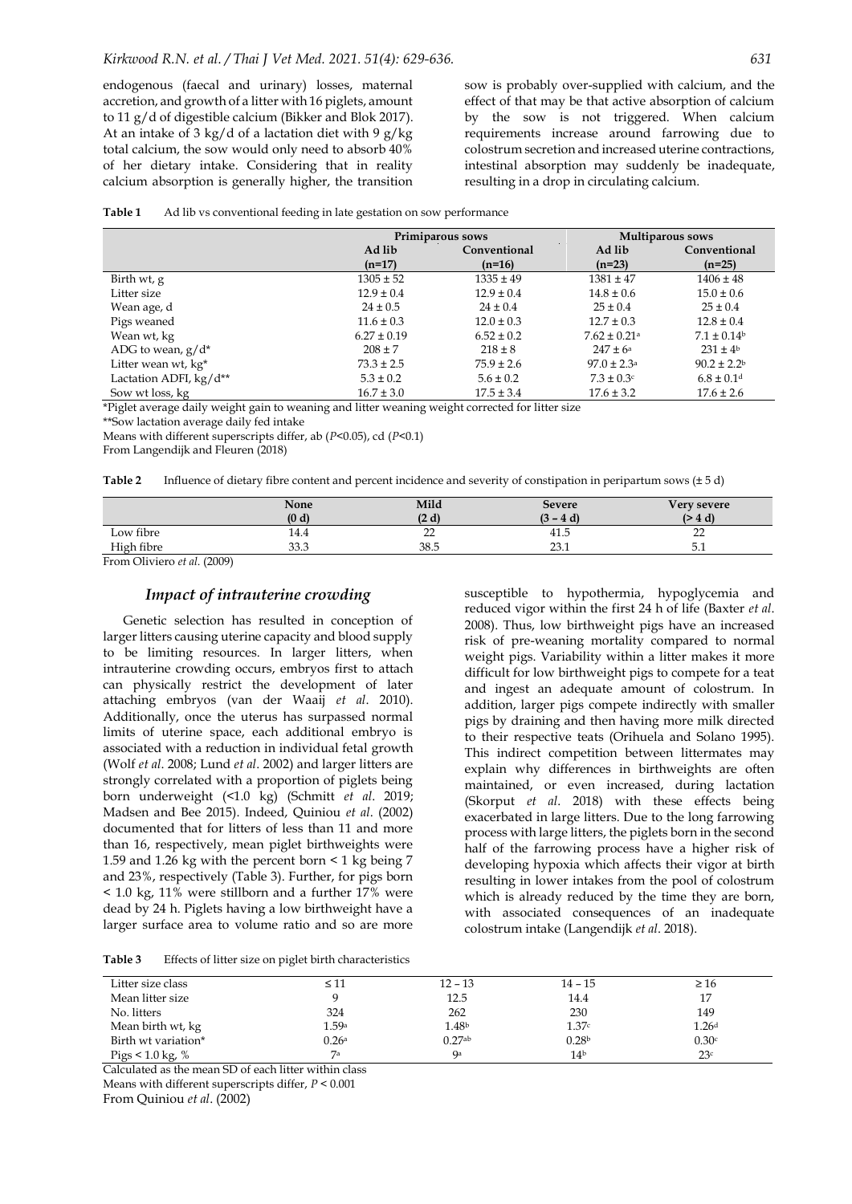endogenous (faecal and urinary) losses, maternal accretion, and growth of a litter with 16 piglets, amount to 11 g/d of digestible calcium (Bikker and Blok 2017). At an intake of 3 kg/d of a lactation diet with 9 g/kg total calcium, the sow would only need to absorb 40% of her dietary intake. Considering that in reality calcium absorption is generally higher, the transition sow is probably over-supplied with calcium, and the effect of that may be that active absorption of calcium by the sow is not triggered. When calcium requirements increase around farrowing due to colostrum secretion and increased uterine contractions, intestinal absorption may suddenly be inadequate, resulting in a drop in circulating calcium.

**Table 1** Ad lib vs conventional feeding in late gestation on sow performance

| | Primiparous sows | | Multiparous sows | |
|---|---|---|---|---|
| | Ad lib (n=17) | Conventional (n=16) | Ad lib (n=23) | Conventional (n=25) |
| Birth wt, g | 1305 ± 52 | 1335 ± 49 | 1381 ± 47 | 1406 ± 48 |
| Litter size | 12.9 ± 0.4 | 12.9 ± 0.4 | 14.8 ± 0.6 | 15.0 ± 0.6 |
| Wean age, d | 24 ± 0.5 | 24 ± 0.4 | 25 ± 0.4 | 25 ± 0.4 |
| Pigs weaned | 11.6 ± 0.3 | 12.0 ± 0.3 | 12.7 ± 0.3 | 12.8 ± 0.4 |
| Wean wt, kg | 6.27 ± 0.19 | 6.52 ± 0.2 | 7.62 ± 0.21[a] | 7.1 ± 0.14[b] |
| ADG to wean, g/d* | 208 ± 7 | 218 ± 8 | 247 ± 6[a] | 231 ± 4[b] |
| Litter wean wt, kg* | 73.3 ± 2.5 | 75.9 ± 2.6 | 97.0 ± 2.3[a] | 90.2 ± 2.2[b] |
| Lactation ADFI, kg/d** | 5.3 ± 0.2 | 5.6 ± 0.2 | 7.3 ± 0.3[c] | 6.8 ± 0.1[d] |
| Sow wt loss, kg | 16.7 ± 3.0 | 17.5 ± 3.4 | 17.6 ± 3.2 | 17.6 ± 2.6 |

*Piglet average daily weight gain to weaning and litter weaning weight corrected for litter size
**Sow lactation average daily fed intake
Means with different superscripts differ, ab ($P$<0.05), cd ($P$<0.1)
From Langendijk and Fleuren (2018)

**Table 2** Influence of dietary fibre content and percent incidence and severity of constipation in peripartum sows (± 5 d)

| | None (0 d) | Mild (2 d) | Severe (3 – 4 d) | Very severe (> 4 d) |
|---|---|---|---|---|
| Low fibre | 14.4 | 22 | 41.5 | 22 |
| High fibre | 33.3 | 38.5 | 23.1 | 5.1 |

From Oliviero *et al.* (2009)

## *Impact of intrauterine crowding*

Genetic selection has resulted in conception of larger litters causing uterine capacity and blood supply to be limiting resources. In larger litters, when intrauterine crowding occurs, embryos first to attach can physically restrict the development of later attaching embryos (van der Waaij *et al.* 2010). Additionally, once the uterus has surpassed normal limits of uterine space, each additional embryo is associated with a reduction in individual fetal growth (Wolf *et al.* 2008; Lund *et al.* 2002) and larger litters are strongly correlated with a proportion of piglets being born underweight (<1.0 kg) (Schmitt *et al.* 2019; Madsen and Bee 2015). Indeed, Quiniou *et al.* (2002) documented that for litters of less than 11 and more than 16, respectively, mean piglet birthweights were 1.59 and 1.26 kg with the percent born < 1 kg being 7 and 23%, respectively (Table 3). Further, for pigs born < 1.0 kg, 11% were stillborn and a further 17% were dead by 24 h. Piglets having a low birthweight have a larger surface area to volume ratio and so are more susceptible to hypothermia, hypoglycemia and reduced vigor within the first 24 h of life (Baxter *et al.* 2008). Thus, low birthweight pigs have an increased risk of pre-weaning mortality compared to normal weight pigs. Variability within a litter makes it more difficult for low birthweight pigs to compete for a teat and ingest an adequate amount of colostrum. In addition, larger pigs compete indirectly with smaller pigs by draining and then having more milk directed to their respective teats (Orihuela and Solano 1995). This indirect competition between littermates may explain why differences in birthweights are often maintained, or even increased, during lactation (Skorput *et al.* 2018) with these effects being exacerbated in large litters. Due to the long farrowing process with large litters, the piglets born in the second half of the farrowing process have a higher risk of developing hypoxia which affects their vigor at birth resulting in lower intakes from the pool of colostrum which is already reduced by the time they are born, with associated consequences of an inadequate colostrum intake (Langendijk *et al*. 2018).

**Table 3** Effects of litter size on piglet birth characteristics

| Litter size class | ≤ 11 | 12 – 13 | 14 – 15 | ≥ 16 |
|---|---|---|---|---|
| Mean litter size | 9 | 12.5 | 14.4 | 17 |
| No. litters | 324 | 262 | 230 | 149 |
| Mean birth wt, kg | 1.59[a] | 1.48[b] | 1.37[c] | 1.26[d] |
| Birth wt variation* | 0.26[a] | 0.27[ab] | 0.28[b] | 0.30[c] |
| Pigs < 1.0 kg, % | 7[a] | 9[a] | 14[b] | 23[c] |

Calculated as the mean SD of each litter within class
Means with different superscripts differ, $P$ < 0.001
From Quiniou *et al*. (2002)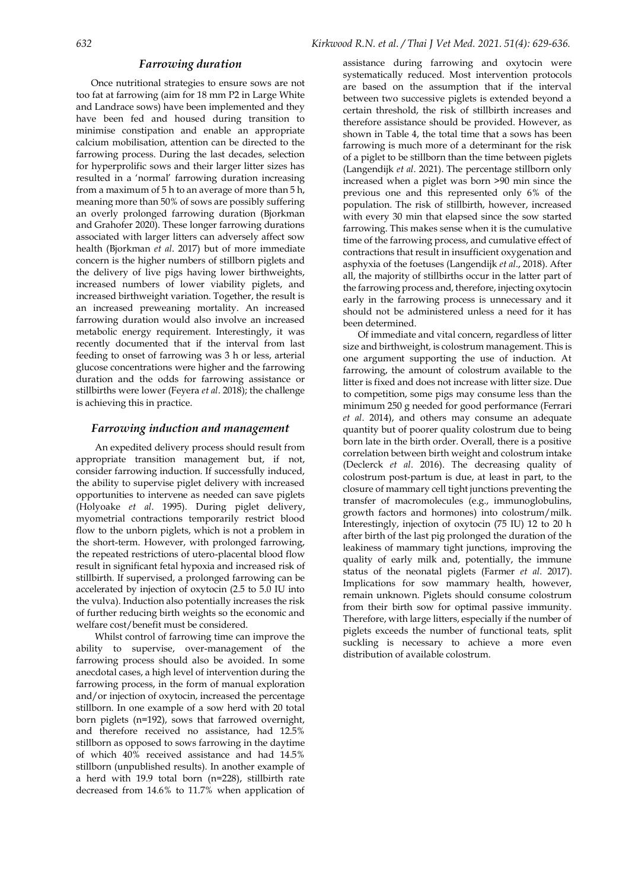### *Farrowing duration*

Once nutritional strategies to ensure sows are not too fat at farrowing (aim for 18 mm P2 in Large White and Landrace sows) have been implemented and they have been fed and housed during transition to minimise constipation and enable an appropriate calcium mobilisation, attention can be directed to the farrowing process. During the last decades, selection for hyperprolific sows and their larger litter sizes has resulted in a 'normal' farrowing duration increasing from a maximum of 5 h to an average of more than 5 h, meaning more than 50% of sows are possibly suffering an overly prolonged farrowing duration (Bjorkman and Grahofer 2020). These longer farrowing durations associated with larger litters can adversely affect sow health (Bjorkman *et al*. 2017) but of more immediate concern is the higher numbers of stillborn piglets and the delivery of live pigs having lower birthweights, increased numbers of lower viability piglets, and increased birthweight variation. Together, the result is an increased preweaning mortality. An increased farrowing duration would also involve an increased metabolic energy requirement. Interestingly, it was recently documented that if the interval from last feeding to onset of farrowing was 3 h or less, arterial glucose concentrations were higher and the farrowing duration and the odds for farrowing assistance or stillbirths were lower (Feyera *et al*. 2018); the challenge is achieving this in practice.

### *Farrowing induction and management*

An expedited delivery process should result from appropriate transition management but, if not, consider farrowing induction. If successfully induced, the ability to supervise piglet delivery with increased opportunities to intervene as needed can save piglets (Holyoake *et al*. 1995). During piglet delivery, myometrial contractions temporarily restrict blood flow to the unborn piglets, which is not a problem in the short-term. However, with prolonged farrowing, the repeated restrictions of utero-placental blood flow result in significant fetal hypoxia and increased risk of stillbirth. If supervised, a prolonged farrowing can be accelerated by injection of oxytocin (2.5 to 5.0 IU into the vulva). Induction also potentially increases the risk of further reducing birth weights so the economic and welfare cost/benefit must be considered.

Whilst control of farrowing time can improve the ability to supervise, over-management of the farrowing process should also be avoided. In some anecdotal cases, a high level of intervention during the farrowing process, in the form of manual exploration and/or injection of oxytocin, increased the percentage stillborn. In one example of a sow herd with 20 total born piglets (n=192), sows that farrowed overnight, and therefore received no assistance, had 12.5% stillborn as opposed to sows farrowing in the daytime of which 40% received assistance and had 14.5% stillborn (unpublished results). In another example of a herd with 19.9 total born (n=228), stillbirth rate decreased from 14.6% to 11.7% when application of assistance during farrowing and oxytocin were systematically reduced. Most intervention protocols are based on the assumption that if the interval between two successive piglets is extended beyond a certain threshold, the risk of stillbirth increases and therefore assistance should be provided. However, as shown in Table 4, the total time that a sows has been farrowing is much more of a determinant for the risk of a piglet to be stillborn than the time between piglets (Langendijk *et al*. 2021). The percentage stillborn only increased when a piglet was born >90 min since the previous one and this represented only 6% of the population. The risk of stillbirth, however, increased with every 30 min that elapsed since the sow started farrowing. This makes sense when it is the cumulative time of the farrowing process, and cumulative effect of contractions that result in insufficient oxygenation and asphyxia of the foetuses (Langendijk *et al*., 2018). After all, the majority of stillbirths occur in the latter part of the farrowing process and, therefore, injecting oxytocin early in the farrowing process is unnecessary and it should not be administered unless a need for it has been determined.

Of immediate and vital concern, regardless of litter size and birthweight, is colostrum management. This is one argument supporting the use of induction. At farrowing, the amount of colostrum available to the litter is fixed and does not increase with litter size. Due to competition, some pigs may consume less than the minimum 250 g needed for good performance (Ferrari *et al*. 2014), and others may consume an adequate quantity but of poorer quality colostrum due to being born late in the birth order. Overall, there is a positive correlation between birth weight and colostrum intake (Declerck *et al*. 2016). The decreasing quality of colostrum post-partum is due, at least in part, to the closure of mammary cell tight junctions preventing the transfer of macromolecules (e.g., immunoglobulins, growth factors and hormones) into colostrum/milk. Interestingly, injection of oxytocin (75 IU) 12 to 20 h after birth of the last pig prolonged the duration of the leakiness of mammary tight junctions, improving the quality of early milk and, potentially, the immune status of the neonatal piglets (Farmer *et al*. 2017). Implications for sow mammary health, however, remain unknown. Piglets should consume colostrum from their birth sow for optimal passive immunity. Therefore, with large litters, especially if the number of piglets exceeds the number of functional teats, split suckling is necessary to achieve a more even distribution of available colostrum.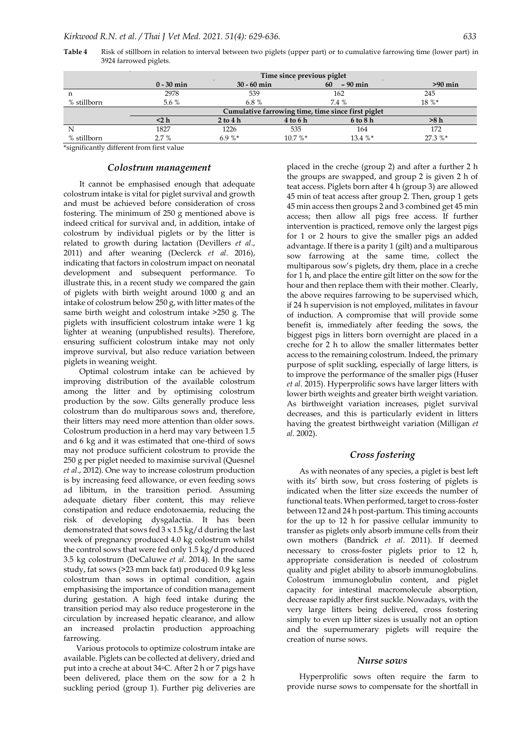**Table 4** Risk of stillborn in relation to interval between two piglets (upper part) or to cumulative farrowing time (lower part) in 3924 farrowed piglets.

| | Time since previous piglet | | | | |
|---|---|---|---|---|---|
| | 0 - 30 min | 30 - 60 min | 60 – 90 min | | >90 min |
| n | 2978 | 539 | 162 | | 245 |
| % stillborn | 5.6 % | 6.8 % | 7.4 % | | 18 %* |
| | Cumulative farrowing time, time since first piglet | | | | |
| | <2 h | 2 to 4 h | 4 to 6 h | 6 to 8 h | >8 h |
| N | 1827 | 1226 | 535 | 164 | 172 |
| % stillborn | 2.7 % | 6.9 %* | 10.7 %* | 13.4 %* | 27.3 %* |

*significantly different from first value

## Colostrum management

It cannot be emphasised enough that adequate colostrum intake is vital for piglet survival and growth and must be achieved before consideration of cross fostering. The minimum of 250 g mentioned above is indeed critical for survival and, in addition, intake of colostrum by individual piglets or by the litter is related to growth during lactation (Devillers *et al*., 2011) and after weaning (Declerck *et al*. 2016), indicating that factors in colostrum impact on neonatal development and subsequent performance. To illustrate this, in a recent study we compared the gain of piglets with birth weight around 1000 g and an intake of colostrum below 250 g, with litter mates of the same birth weight and colostrum intake >250 g. The piglets with insufficient colostrum intake were 1 kg lighter at weaning (unpublished results). Therefore, ensuring sufficient colostrum intake may not only improve survival, but also reduce variation between piglets in weaning weight.

Optimal colostrum intake can be achieved by improving distribution of the available colostrum among the litter and by optimising colostrum production by the sow. Gilts generally produce less colostrum than do multiparous sows and, therefore, their litters may need more attention than older sows. Colostrum production in a herd may vary between 1.5 and 6 kg and it was estimated that one-third of sows may not produce sufficient colostrum to provide the 250 g per piglet needed to maximise survival (Quesnel *et al*., 2012). One way to increase colostrum production is by increasing feed allowance, or even feeding sows ad libitum, in the transition period. Assuming adequate dietary fiber content, this may relieve constipation and reduce endotoxaemia, reducing the risk of developing dysgalactia. It has been demonstrated that sows fed 3 x 1.5 kg/d during the last week of pregnancy produced 4.0 kg colostrum whilst the control sows that were fed only 1.5 kg/d produced 3.5 kg colostrum (DeCaluwe *et al*. 2014). In the same study, fat sows (>23 mm back fat) produced 0.9 kg less colostrum than sows in optimal condition, again emphasising the importance of condition management during gestation. A high feed intake during the transition period may also reduce progesterone in the circulation by increased hepatic clearance, and allow an increased prolactin production approaching farrowing.

Various protocols to optimize colostrum intake are available. Piglets can be collected at delivery, dried and put into a creche at about 34°C. After 2 h or 7 pigs have been delivered, place them on the sow for a 2 h suckling period (group 1). Further pig deliveries are placed in the creche (group 2) and after a further 2 h the groups are swapped, and group 2 is given 2 h of teat access. Piglets born after 4 h (group 3) are allowed 45 min of teat access after group 2. Then, group 1 gets 45 min access then groups 2 and 3 combined get 45 min access; then allow all pigs free access. If further intervention is practiced, remove only the largest pigs for 1 or 2 hours to give the smaller pigs an added advantage. If there is a parity 1 (gilt) and a multiparous sow farrowing at the same time, collect the multiparous sow's piglets, dry them, place in a creche for 1 h, and place the entire gilt litter on the sow for the hour and then replace them with their mother. Clearly, the above requires farrowing to be supervised which, if 24 h supervision is not employed, militates in favour of induction. A compromise that will provide some benefit is, immediately after feeding the sows, the biggest pigs in litters born overnight are placed in a creche for 2 h to allow the smaller littermates better access to the remaining colostrum. Indeed, the primary purpose of split suckling, especially of large litters, is to improve the performance of the smaller pigs (Huser *et al*. 2015). Hyperprolific sows have larger litters with lower birth weights and greater birth weight variation. As birthweight variation increases, piglet survival decreases, and this is particularly evident in litters having the greatest birthweight variation (Milligan *et al*. 2002).

## Cross fostering

As with neonates of any species, a piglet is best left with its' birth sow, but cross fostering of piglets is indicated when the litter size exceeds the number of functional teats. When performed, target to cross-foster between 12 and 24 h post-partum. This timing accounts for the up to 12 h for passive cellular immunity to transfer as piglets only absorb immune cells from their own mothers (Bandrick *et al*. 2011). If deemed necessary to cross-foster piglets prior to 12 h, appropriate consideration is needed of colostrum quality and piglet ability to absorb immunoglobulins. Colostrum immunoglobulin content, and piglet capacity for intestinal macromolecule absorption, decrease rapidly after first suckle. Nowadays, with the very large litters being delivered, cross fostering simply to even up litter sizes is usually not an option and the supernumerary piglets will require the creation of nurse sows.

## Nurse sows

Hyperprolific sows often require the farm to provide nurse sows to compensate for the shortfall in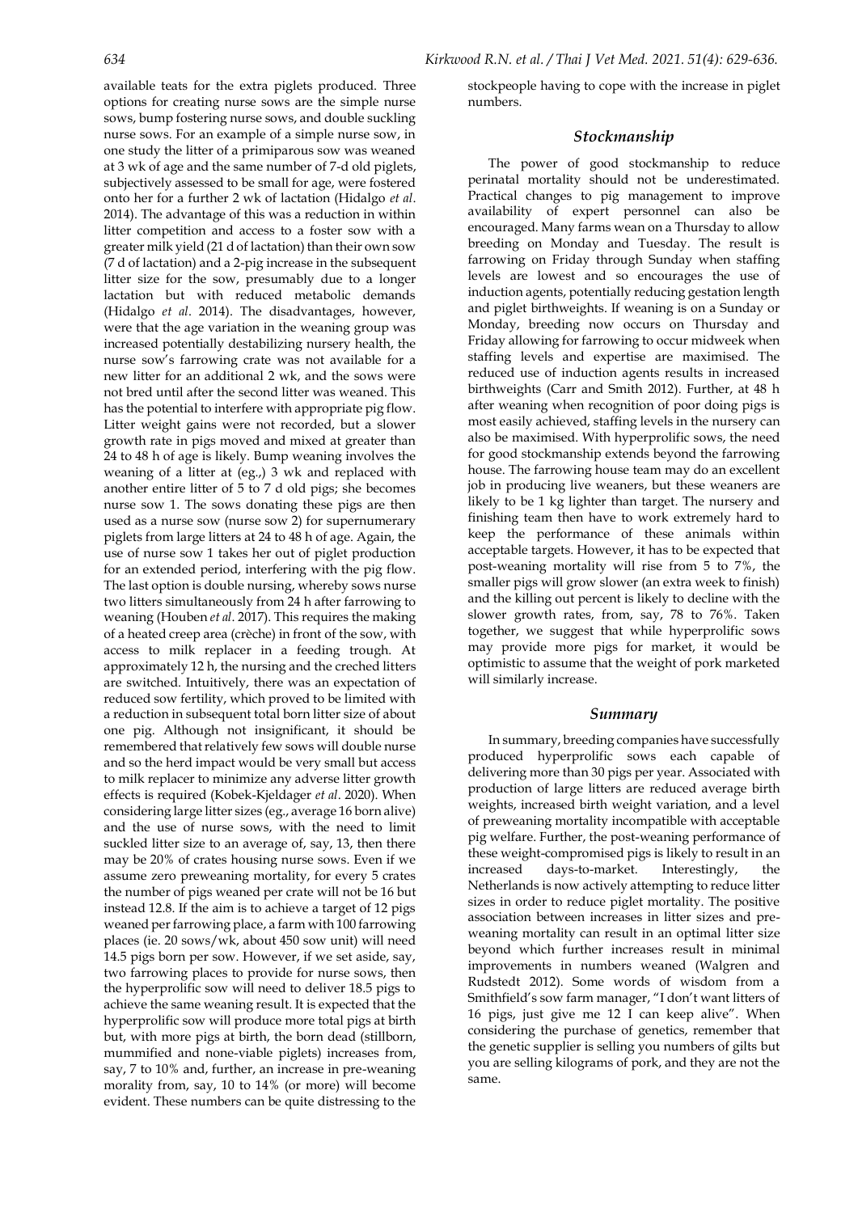available teats for the extra piglets produced. Three options for creating nurse sows are the simple nurse sows, bump fostering nurse sows, and double suckling nurse sows. For an example of a simple nurse sow, in one study the litter of a primiparous sow was weaned at 3 wk of age and the same number of 7-d old piglets, subjectively assessed to be small for age, were fostered onto her for a further 2 wk of lactation (Hidalgo *et al*. 2014). The advantage of this was a reduction in within litter competition and access to a foster sow with a greater milk yield (21 d of lactation) than their own sow (7 d of lactation) and a 2-pig increase in the subsequent litter size for the sow, presumably due to a longer lactation but with reduced metabolic demands (Hidalgo *et al*. 2014). The disadvantages, however, were that the age variation in the weaning group was increased potentially destabilizing nursery health, the nurse sow's farrowing crate was not available for a new litter for an additional 2 wk, and the sows were not bred until after the second litter was weaned. This has the potential to interfere with appropriate pig flow. Litter weight gains were not recorded, but a slower growth rate in pigs moved and mixed at greater than 24 to 48 h of age is likely. Bump weaning involves the weaning of a litter at (eg.,) 3 wk and replaced with another entire litter of 5 to 7 d old pigs; she becomes nurse sow 1. The sows donating these pigs are then used as a nurse sow (nurse sow 2) for supernumerary piglets from large litters at 24 to 48 h of age. Again, the use of nurse sow 1 takes her out of piglet production for an extended period, interfering with the pig flow. The last option is double nursing, whereby sows nurse two litters simultaneously from 24 h after farrowing to weaning (Houben *et al*. 2017). This requires the making of a heated creep area (crèche) in front of the sow, with access to milk replacer in a feeding trough. At approximately 12 h, the nursing and the creched litters are switched. Intuitively, there was an expectation of reduced sow fertility, which proved to be limited with a reduction in subsequent total born litter size of about one pig. Although not insignificant, it should be remembered that relatively few sows will double nurse and so the herd impact would be very small but access to milk replacer to minimize any adverse litter growth effects is required (Kobek-Kjeldager *et al*. 2020). When considering large litter sizes (eg., average 16 born alive) and the use of nurse sows, with the need to limit suckled litter size to an average of, say, 13, then there may be 20% of crates housing nurse sows. Even if we assume zero preweaning mortality, for every 5 crates the number of pigs weaned per crate will not be 16 but instead 12.8. If the aim is to achieve a target of 12 pigs weaned per farrowing place, a farm with 100 farrowing places (ie. 20 sows/wk, about 450 sow unit) will need 14.5 pigs born per sow. However, if we set aside, say, two farrowing places to provide for nurse sows, then the hyperprolific sow will need to deliver 18.5 pigs to achieve the same weaning result. It is expected that the hyperprolific sow will produce more total pigs at birth but, with more pigs at birth, the born dead (stillborn, mummified and none-viable piglets) increases from, say, 7 to 10% and, further, an increase in pre-weaning morality from, say, 10 to 14% (or more) will become evident. These numbers can be quite distressing to the stockpeople having to cope with the increase in piglet numbers.

## Stockmanship

The power of good stockmanship to reduce perinatal mortality should not be underestimated. Practical changes to pig management to improve availability of expert personnel can also be encouraged. Many farms wean on a Thursday to allow breeding on Monday and Tuesday. The result is farrowing on Friday through Sunday when staffing levels are lowest and so encourages the use of induction agents, potentially reducing gestation length and piglet birthweights. If weaning is on a Sunday or Monday, breeding now occurs on Thursday and Friday allowing for farrowing to occur midweek when staffing levels and expertise are maximised. The reduced use of induction agents results in increased birthweights (Carr and Smith 2012). Further, at 48 h after weaning when recognition of poor doing pigs is most easily achieved, staffing levels in the nursery can also be maximised. With hyperprolific sows, the need for good stockmanship extends beyond the farrowing house. The farrowing house team may do an excellent job in producing live weaners, but these weaners are likely to be 1 kg lighter than target. The nursery and finishing team then have to work extremely hard to keep the performance of these animals within acceptable targets. However, it has to be expected that post-weaning mortality will rise from 5 to 7%, the smaller pigs will grow slower (an extra week to finish) and the killing out percent is likely to decline with the slower growth rates, from, say, 78 to 76%. Taken together, we suggest that while hyperprolific sows may provide more pigs for market, it would be optimistic to assume that the weight of pork marketed will similarly increase.

## Summary

In summary, breeding companies have successfully produced hyperprolific sows each capable of delivering more than 30 pigs per year. Associated with production of large litters are reduced average birth weights, increased birth weight variation, and a level of preweaning mortality incompatible with acceptable pig welfare. Further, the post-weaning performance of these weight-compromised pigs is likely to result in an increased days-to-market. Interestingly, the Netherlands is now actively attempting to reduce litter sizes in order to reduce piglet mortality. The positive association between increases in litter sizes and pre-weaning mortality can result in an optimal litter size beyond which further increases result in minimal improvements in numbers weaned (Walgren and Rudstedt 2012). Some words of wisdom from a Smithfield's sow farm manager, "I don't want litters of 16 pigs, just give me 12 I can keep alive". When considering the purchase of genetics, remember that the genetic supplier is selling you numbers of gilts but you are selling kilograms of pork, and they are not the same.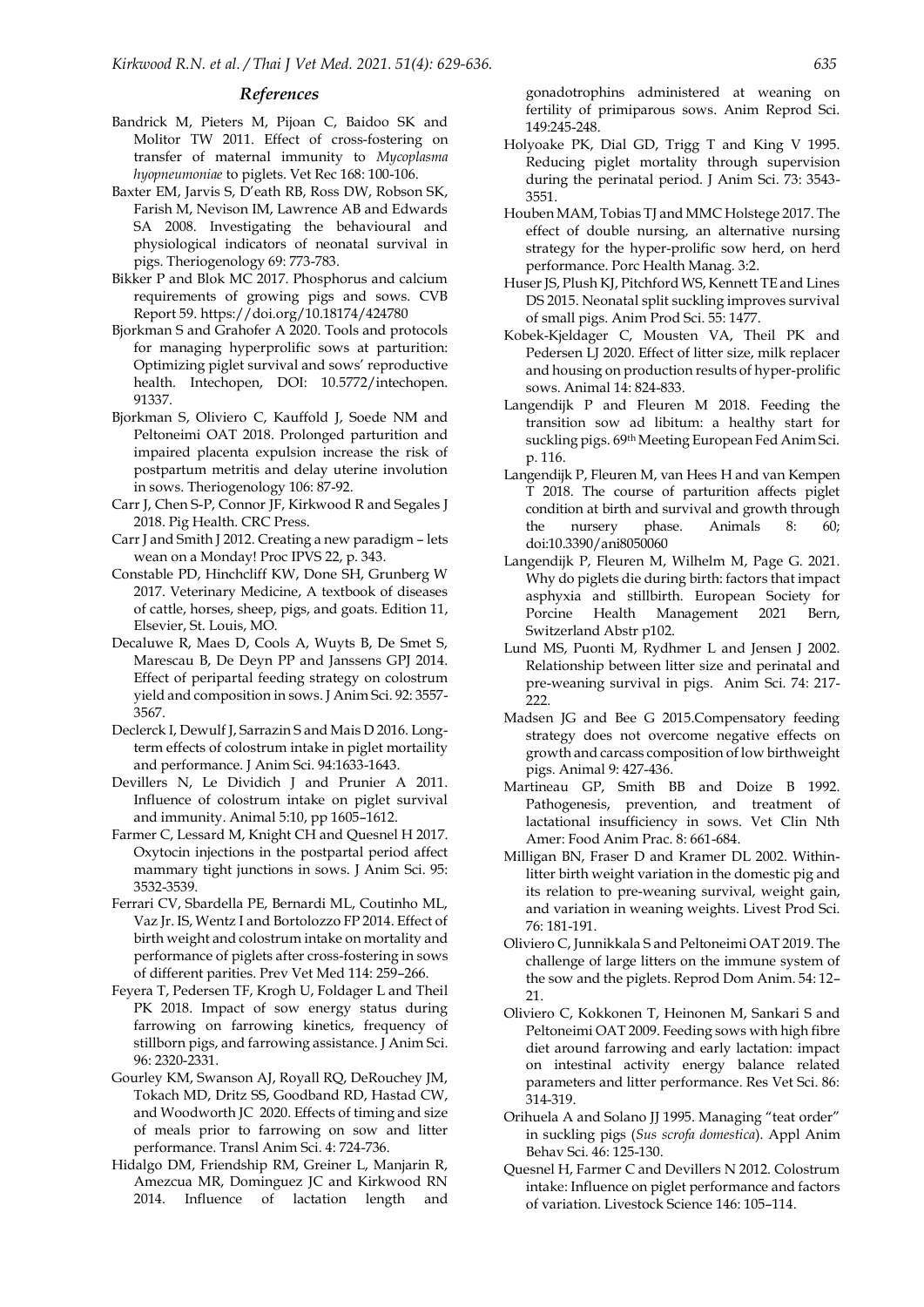## References

Bandrick M, Pieters M, Pijoan C, Baidoo SK and Molitor TW 2011. Effect of cross-fostering on transfer of maternal immunity to *Mycoplasma hyopneumoniae* to piglets. Vet Rec 168: 100-106.

Baxter EM, Jarvis S, D'eath RB, Ross DW, Robson SK, Farish M, Nevison IM, Lawrence AB and Edwards SA 2008. Investigating the behavioural and physiological indicators of neonatal survival in pigs. Theriogenology 69: 773-783.

Bikker P and Blok MC 2017. Phosphorus and calcium requirements of growing pigs and sows. CVB Report 59. https://doi.org/10.18174/424780

Bjorkman S and Grahofer A 2020. Tools and protocols for managing hyperprolific sows at parturition: Optimizing piglet survival and sows' reproductive health. Intechopen, DOI: 10.5772/intechopen.91337.

Bjorkman S, Oliviero C, Kauffold J, Soede NM and Peltoneimi OAT 2018. Prolonged parturition and impaired placenta expulsion increase the risk of postpartum metritis and delay uterine involution in sows. Theriogenology 106: 87-92.

Carr J, Chen S-P, Connor JF, Kirkwood R and Segales J 2018. Pig Health. CRC Press.

Carr J and Smith J 2012. Creating a new paradigm – lets wean on a Monday! Proc IPVS 22, p. 343.

Constable PD, Hinchcliff KW, Done SH, Grunberg W 2017. Veterinary Medicine, A textbook of diseases of cattle, horses, sheep, pigs, and goats. Edition 11, Elsevier, St. Louis, MO.

Decaluwe R, Maes D, Cools A, Wuyts B, De Smet S, Marescau B, De Deyn PP and Janssens GPJ 2014. Effect of peripartal feeding strategy on colostrum yield and composition in sows. J Anim Sci. 92: 3557-3567.

Declerck I, Dewulf J, Sarrazin S and Mais D 2016. Long-term effects of colostrum intake in piglet mortaility and performance. J Anim Sci. 94:1633-1643.

Devillers N, Le Dividich J and Prunier A 2011. Influence of colostrum intake on piglet survival and immunity. Animal 5:10, pp 1605–1612.

Farmer C, Lessard M, Knight CH and Quesnel H 2017. Oxytocin injections in the postpartal period affect mammary tight junctions in sows. J Anim Sci. 95: 3532-3539.

Ferrari CV, Sbardella PE, Bernardi ML, Coutinho ML, Vaz Jr. IS, Wentz I and Bortolozzo FP 2014. Effect of birth weight and colostrum intake on mortality and performance of piglets after cross-fostering in sows of different parities. Prev Vet Med 114: 259–266.

Feyera T, Pedersen TF, Krogh U, Foldager L and Theil PK 2018. Impact of sow energy status during farrowing on farrowing kinetics, frequency of stillborn pigs, and farrowing assistance. J Anim Sci. 96: 2320-2331.

Gourley KM, Swanson AJ, Royall RQ, DeRouchey JM, Tokach MD, Dritz SS, Goodband RD, Hastad CW, and Woodworth JC 2020. Effects of timing and size of meals prior to farrowing on sow and litter performance. Transl Anim Sci. 4: 724-736.

Hidalgo DM, Friendship RM, Greiner L, Manjarin R, Amezcua MR, Dominguez JC and Kirkwood RN 2014. Influence of lactation length and gonadotrophins administered at weaning on fertility of primiparous sows. Anim Reprod Sci. 149:245-248.

Holyoake PK, Dial GD, Trigg T and King V 1995. Reducing piglet mortality through supervision during the perinatal period. J Anim Sci. 73: 3543-3551.

Houben MAM, Tobias TJ and MMC Holstege 2017. The effect of double nursing, an alternative nursing strategy for the hyper-prolific sow herd, on herd performance. Porc Health Manag. 3:2.

Huser JS, Plush KJ, Pitchford WS, Kennett TE and Lines DS 2015. Neonatal split suckling improves survival of small pigs. Anim Prod Sci. 55: 1477.

Kobek-Kjeldager C, Mousten VA, Theil PK and Pedersen LJ 2020. Effect of litter size, milk replacer and housing on production results of hyper-prolific sows. Animal 14: 824-833.

Langendijk P and Fleuren M 2018. Feeding the transition sow ad libitum: a healthy start for suckling pigs. 69th Meeting European Fed Anim Sci. p. 116.

Langendijk P, Fleuren M, van Hees H and van Kempen T 2018. The course of parturition affects piglet condition at birth and survival and growth through the nursery phase. Animals 8: 60; doi:10.3390/ani8050060

Langendijk P, Fleuren M, Wilhelm M, Page G. 2021. Why do piglets die during birth: factors that impact asphyxia and stillbirth. European Society for Porcine Health Management 2021 Bern, Switzerland Abstr p102.

Lund MS, Puoni M, Rydhmer L and Jensen J 2002. Relationship between litter size and perinatal and pre-weaning survival in pigs. Anim Sci. 74: 217-222.

Madsen JG and Bee G 2015.Compensatory feeding strategy does not overcome negative effects on growth and carcass composition of low birthweight pigs. Animal 9: 427-436.

Martineau GP, Smith BB and Doize B 1992. Pathogenesis, prevention, and treatment of lactational insufficiency in sows. Vet Clin Nth Amer: Food Anim Prac. 8: 661-684.

Milligan BN, Fraser D and Kramer DL 2002. Within-litter birth weight variation in the domestic pig and its relation to pre-weaning survival, weight gain, and variation in weaning weights. Livest Prod Sci. 76: 181-191.

Oliviero C, Junnikkala S and Peltoneimi OAT 2019. The challenge of large litters on the immune system of the sow and the piglets. Reprod Dom Anim. 54: 12–21.

Oliviero C, Kokkonen T, Heinonen M, Sankari S and Peltoneimi OAT 2009. Feeding sows with high fibre diet around farrowing and early lactation: impact on intestinal activity energy balance related parameters and litter performance. Res Vet Sci. 86: 314-319.

Orihuela A and Solano JJ 1995. Managing "teat order" in suckling pigs (*Sus scrofa domestica*). Appl Anim Behav Sci. 46: 125-130.

Quesnel H, Farmer C and Devillers N 2012. Colostrum intake: Influence on piglet performance and factors of variation. Livestock Science 146: 105–114.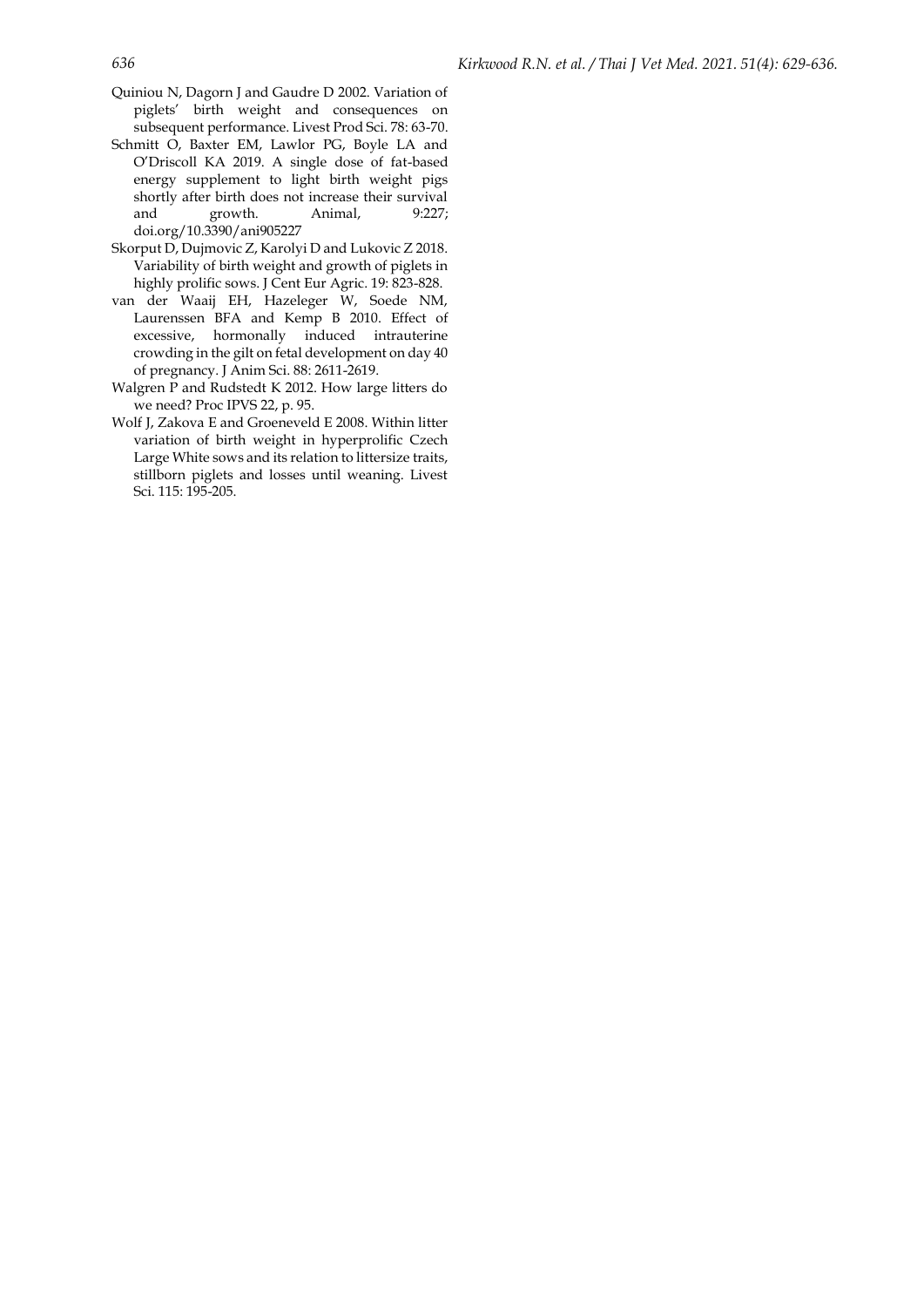Quiniou N, Dagorn J and Gaudre D 2002. Variation of piglets' birth weight and consequences on subsequent performance. Livest Prod Sci. 78: 63-70.

Schmitt O, Baxter EM, Lawlor PG, Boyle LA and O'Driscoll KA 2019. A single dose of fat-based energy supplement to light birth weight pigs shortly after birth does not increase their survival and growth. Animal, 9:227; doi.org/10.3390/ani905227

Skorput D, Dujmovic Z, Karolyi D and Lukovic Z 2018. Variability of birth weight and growth of piglets in highly prolific sows. J Cent Eur Agric. 19: 823-828.

van der Waaij EH, Hazeleger W, Soede NM, Laurenssen BFA and Kemp B 2010. Effect of excessive, hormonally induced intrauterine crowding in the gilt on fetal development on day 40 of pregnancy. J Anim Sci. 88: 2611-2619.

Walgren P and Rudstedt K 2012. How large litters do we need? Proc IPVS 22, p. 95.

Wolf J, Zakova E and Groeneveld E 2008. Within litter variation of birth weight in hyperprolific Czech Large White sows and its relation to littersize traits, stillborn piglets and losses until weaning. Livest Sci. 115: 195-205.